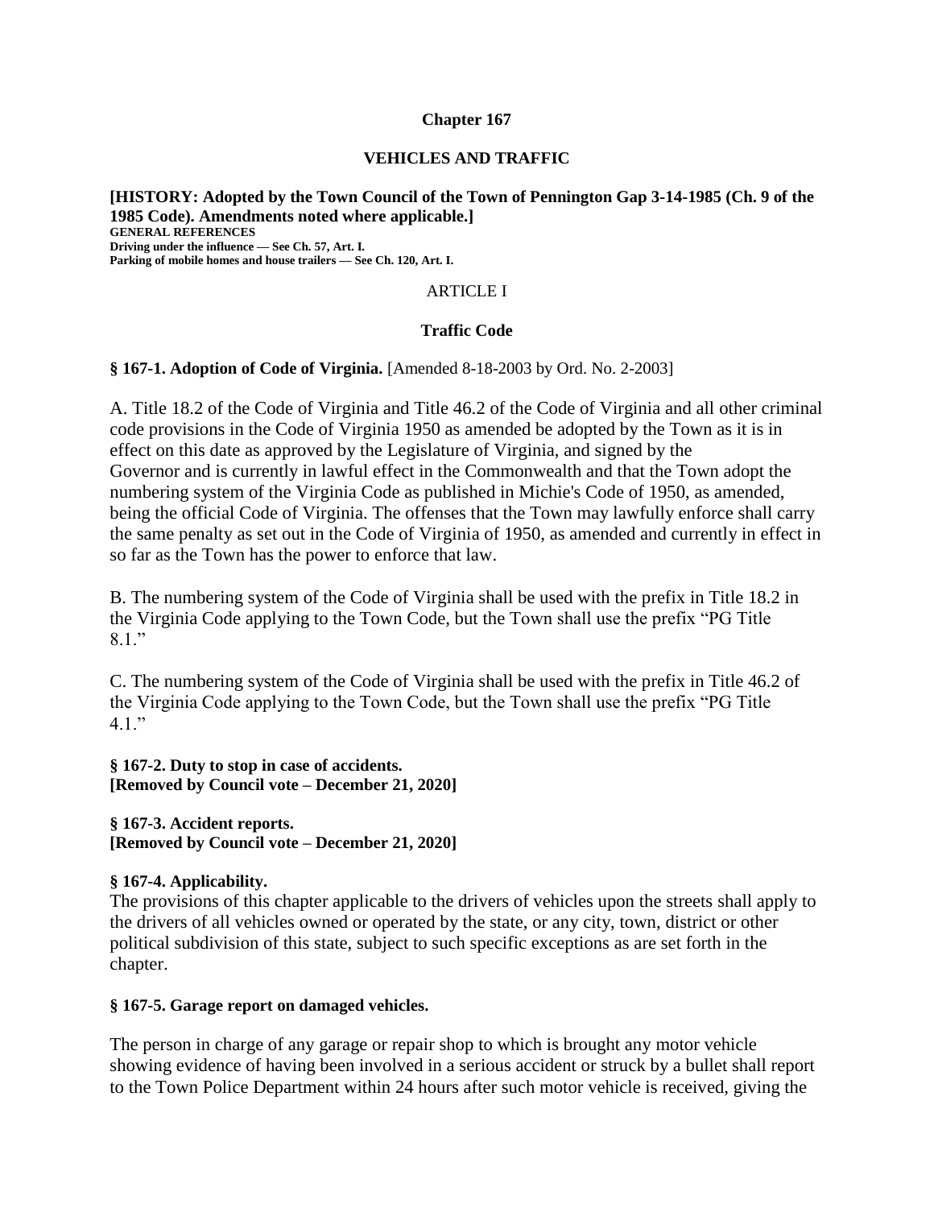# Chapter 167

## VEHICLES AND TRAFFIC

**[HISTORY: Adopted by the Town Council of the Town of Pennington Gap 3-14-1985 (Ch. 9 of the 1985 Code). Amendments noted where applicable.]**

**GENERAL REFERENCES**

**Driving under the influence — See Ch. 57, Art. I.**

**Parking of mobile homes and house trailers — See Ch. 120, Art. I.**

ARTICLE I

### Traffic Code

**§ 167-1. Adoption of Code of Virginia.** [Amended 8-18-2003 by Ord. No. 2-2003]

A. Title 18.2 of the Code of Virginia and Title 46.2 of the Code of Virginia and all other criminal code provisions in the Code of Virginia 1950 as amended be adopted by the Town as it is in effect on this date as approved by the Legislature of Virginia, and signed by the Governor and is currently in lawful effect in the Commonwealth and that the Town adopt the numbering system of the Virginia Code as published in Michie's Code of 1950, as amended, being the official Code of Virginia. The offenses that the Town may lawfully enforce shall carry the same penalty as set out in the Code of Virginia of 1950, as amended and currently in effect in so far as the Town has the power to enforce that law.

B. The numbering system of the Code of Virginia shall be used with the prefix in Title 18.2 in the Virginia Code applying to the Town Code, but the Town shall use the prefix "PG Title 8.1."

C. The numbering system of the Code of Virginia shall be used with the prefix in Title 46.2 of the Virginia Code applying to the Town Code, but the Town shall use the prefix "PG Title 4.1."

**§ 167-2. Duty to stop in case of accidents.**
**[Removed by Council vote – December 21, 2020]**

**§ 167-3. Accident reports.**
**[Removed by Council vote – December 21, 2020]**

**§ 167-4. Applicability.**

The provisions of this chapter applicable to the drivers of vehicles upon the streets shall apply to the drivers of all vehicles owned or operated by the state, or any city, town, district or other political subdivision of this state, subject to such specific exceptions as are set forth in the chapter.

**§ 167-5. Garage report on damaged vehicles.**

The person in charge of any garage or repair shop to which is brought any motor vehicle showing evidence of having been involved in a serious accident or struck by a bullet shall report to the Town Police Department within 24 hours after such motor vehicle is received, giving the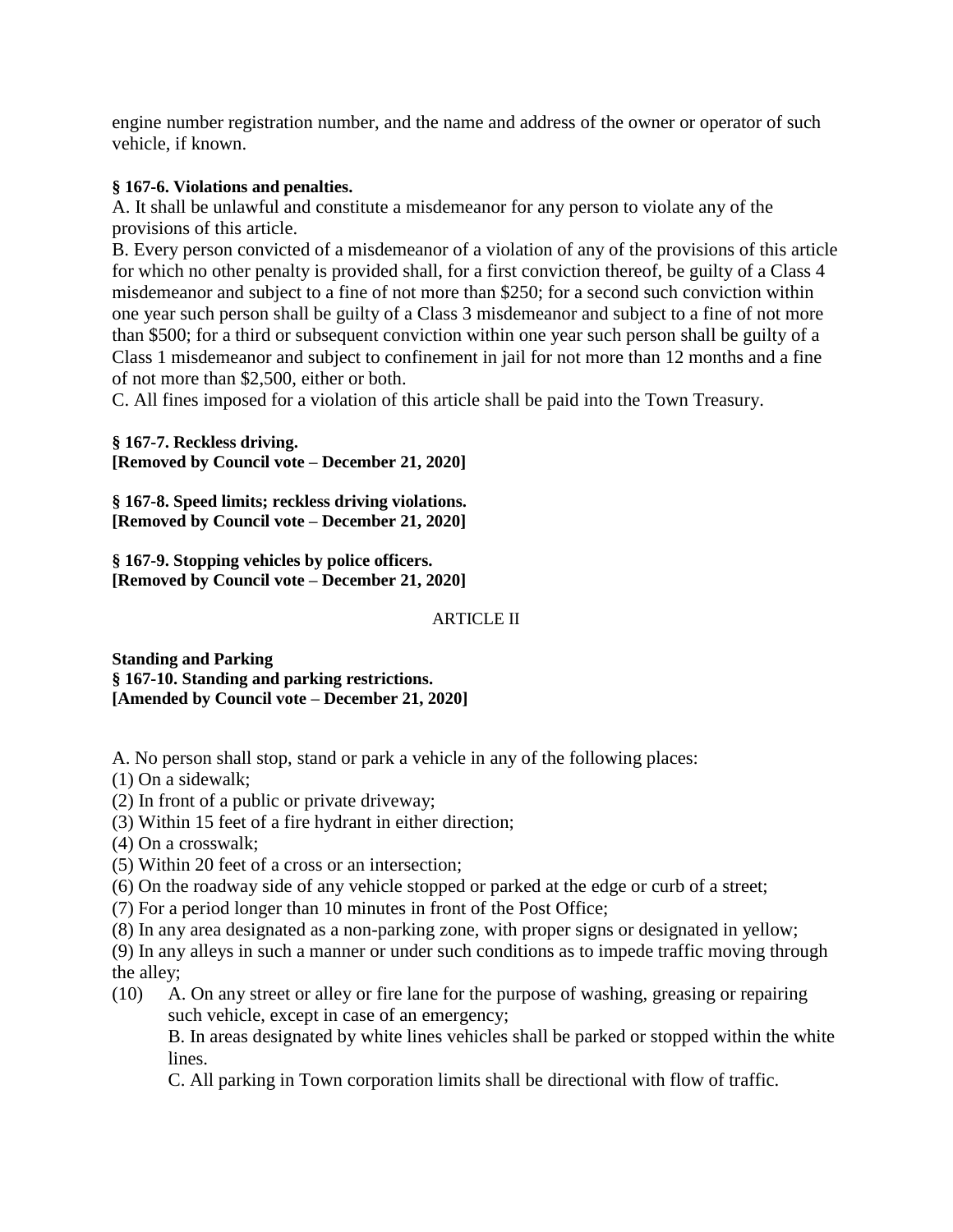engine number registration number, and the name and address of the owner or operator of such vehicle, if known.

**§ 167-6. Violations and penalties.**

A. It shall be unlawful and constitute a misdemeanor for any person to violate any of the provisions of this article.

B. Every person convicted of a misdemeanor of a violation of any of the provisions of this article for which no other penalty is provided shall, for a first conviction thereof, be guilty of a Class 4 misdemeanor and subject to a fine of not more than $250; for a second such conviction within one year such person shall be guilty of a Class 3 misdemeanor and subject to a fine of not more than $500; for a third or subsequent conviction within one year such person shall be guilty of a Class 1 misdemeanor and subject to confinement in jail for not more than 12 months and a fine of not more than $2,500, either or both.

C. All fines imposed for a violation of this article shall be paid into the Town Treasury.

**§ 167-7. Reckless driving.**
**[Removed by Council vote – December 21, 2020]**

**§ 167-8. Speed limits; reckless driving violations.**
**[Removed by Council vote – December 21, 2020]**

**§ 167-9. Stopping vehicles by police officers.**
**[Removed by Council vote – December 21, 2020]**

ARTICLE II

**Standing and Parking**
**§ 167-10. Standing and parking restrictions.**
**[Amended by Council vote – December 21, 2020]**

A. No person shall stop, stand or park a vehicle in any of the following places:

(1) On a sidewalk;

(2) In front of a public or private driveway;

(3) Within 15 feet of a fire hydrant in either direction;

(4) On a crosswalk;

(5) Within 20 feet of a cross or an intersection;

(6) On the roadway side of any vehicle stopped or parked at the edge or curb of a street;

(7) For a period longer than 10 minutes in front of the Post Office;

(8) In any area designated as a non-parking zone, with proper signs or designated in yellow;

(9) In any alleys in such a manner or under such conditions as to impede traffic moving through the alley;

(10) A. On any street or alley or fire lane for the purpose of washing, greasing or repairing such vehicle, except in case of an emergency;

B. In areas designated by white lines vehicles shall be parked or stopped within the white lines.

C. All parking in Town corporation limits shall be directional with flow of traffic.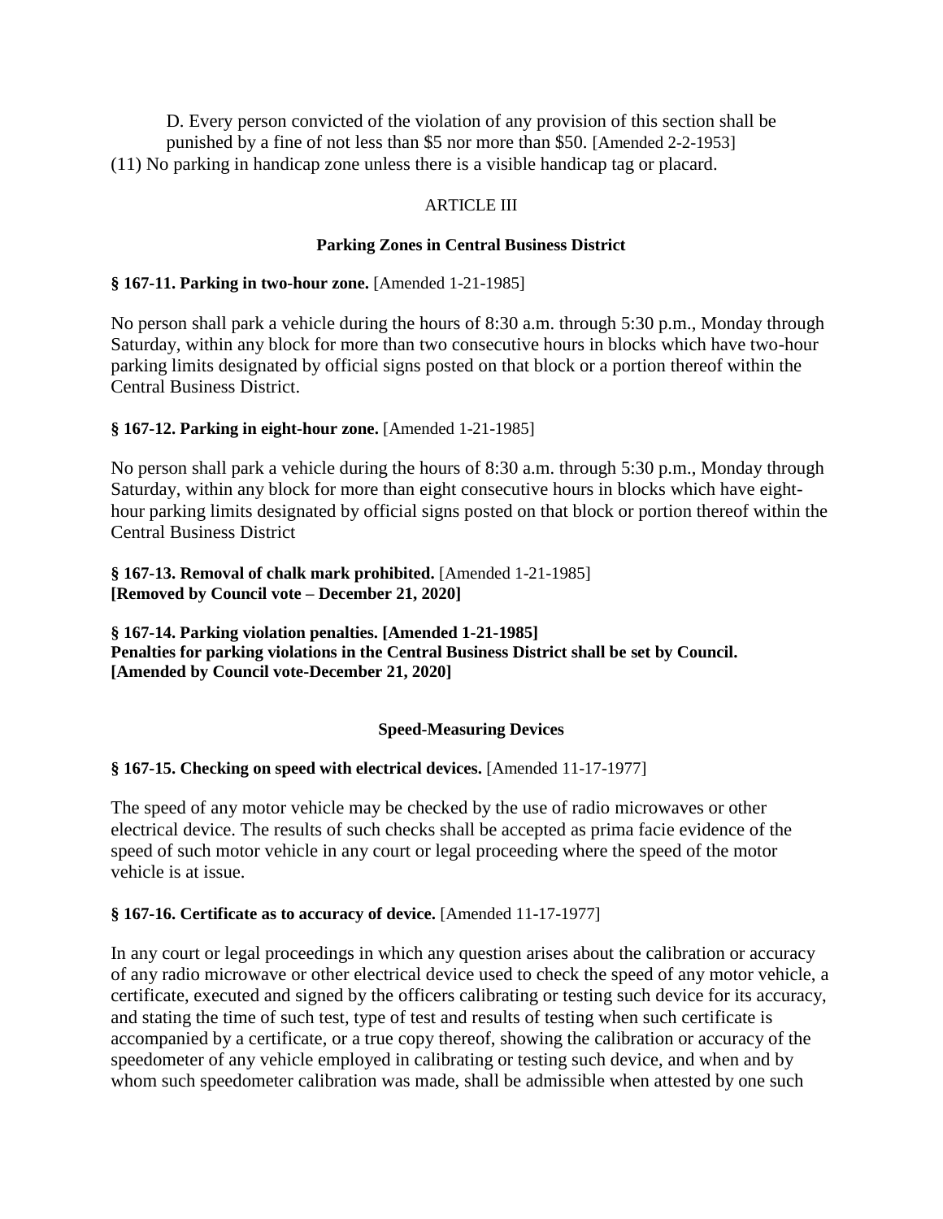D. Every person convicted of the violation of any provision of this section shall be punished by a fine of not less than $5 nor more than $50. [Amended 2-2-1953]

(11) No parking in handicap zone unless there is a visible handicap tag or placard.

ARTICLE III

**Parking Zones in Central Business District**

**§ 167-11. Parking in two-hour zone.** [Amended 1-21-1985]

No person shall park a vehicle during the hours of 8:30 a.m. through 5:30 p.m., Monday through Saturday, within any block for more than two consecutive hours in blocks which have two-hour parking limits designated by official signs posted on that block or a portion thereof within the Central Business District.

**§ 167-12. Parking in eight-hour zone.** [Amended 1-21-1985]

No person shall park a vehicle during the hours of 8:30 a.m. through 5:30 p.m., Monday through Saturday, within any block for more than eight consecutive hours in blocks which have eight-hour parking limits designated by official signs posted on that block or portion thereof within the Central Business District

**§ 167-13. Removal of chalk mark prohibited.** [Amended 1-21-1985]
**[Removed by Council vote – December 21, 2020]**

**§ 167-14. Parking violation penalties. [Amended 1-21-1985]**
**Penalties for parking violations in the Central Business District shall be set by Council. [Amended by Council vote-December 21, 2020]**

**Speed-Measuring Devices**

**§ 167-15. Checking on speed with electrical devices.** [Amended 11-17-1977]

The speed of any motor vehicle may be checked by the use of radio microwaves or other electrical device. The results of such checks shall be accepted as prima facie evidence of the speed of such motor vehicle in any court or legal proceeding where the speed of the motor vehicle is at issue.

**§ 167-16. Certificate as to accuracy of device.** [Amended 11-17-1977]

In any court or legal proceedings in which any question arises about the calibration or accuracy of any radio microwave or other electrical device used to check the speed of any motor vehicle, a certificate, executed and signed by the officers calibrating or testing such device for its accuracy, and stating the time of such test, type of test and results of testing when such certificate is accompanied by a certificate, or a true copy thereof, showing the calibration or accuracy of the speedometer of any vehicle employed in calibrating or testing such device, and when and by whom such speedometer calibration was made, shall be admissible when attested by one such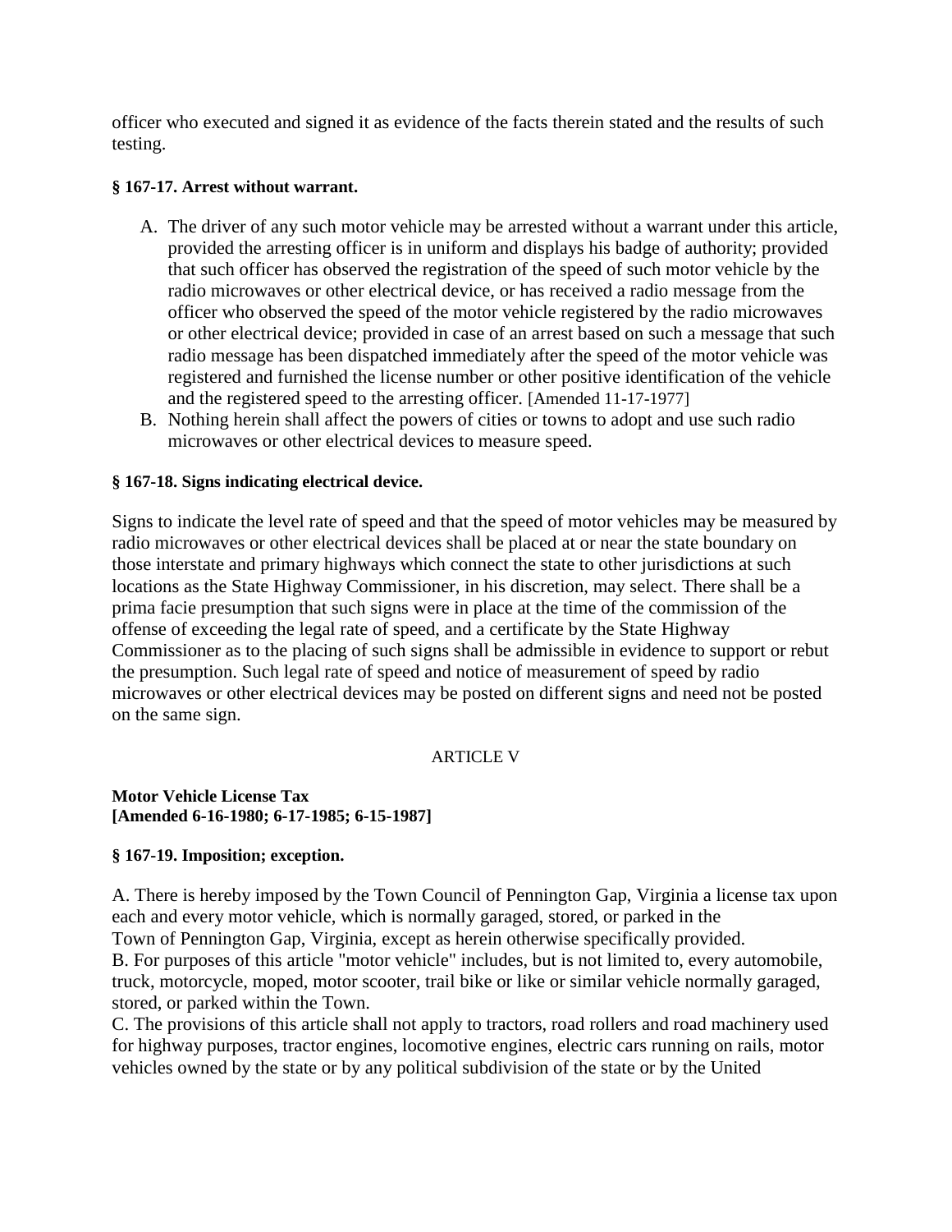officer who executed and signed it as evidence of the facts therein stated and the results of such testing.

**§ 167-17. Arrest without warrant.**

A. The driver of any such motor vehicle may be arrested without a warrant under this article, provided the arresting officer is in uniform and displays his badge of authority; provided that such officer has observed the registration of the speed of such motor vehicle by the radio microwaves or other electrical device, or has received a radio message from the officer who observed the speed of the motor vehicle registered by the radio microwaves or other electrical device; provided in case of an arrest based on such a message that such radio message has been dispatched immediately after the speed of the motor vehicle was registered and furnished the license number or other positive identification of the vehicle and the registered speed to the arresting officer. [Amended 11-17-1977]
B. Nothing herein shall affect the powers of cities or towns to adopt and use such radio microwaves or other electrical devices to measure speed.

**§ 167-18. Signs indicating electrical device.**

Signs to indicate the level rate of speed and that the speed of motor vehicles may be measured by radio microwaves or other electrical devices shall be placed at or near the state boundary on those interstate and primary highways which connect the state to other jurisdictions at such locations as the State Highway Commissioner, in his discretion, may select. There shall be a prima facie presumption that such signs were in place at the time of the commission of the offense of exceeding the legal rate of speed, and a certificate by the State Highway Commissioner as to the placing of such signs shall be admissible in evidence to support or rebut the presumption. Such legal rate of speed and notice of measurement of speed by radio microwaves or other electrical devices may be posted on different signs and need not be posted on the same sign.

ARTICLE V

**Motor Vehicle License Tax**
**[Amended 6-16-1980; 6-17-1985; 6-15-1987]**

**§ 167-19. Imposition; exception.**

A. There is hereby imposed by the Town Council of Pennington Gap, Virginia a license tax upon each and every motor vehicle, which is normally garaged, stored, or parked in the Town of Pennington Gap, Virginia, except as herein otherwise specifically provided.
B. For purposes of this article "motor vehicle" includes, but is not limited to, every automobile, truck, motorcycle, moped, motor scooter, trail bike or like or similar vehicle normally garaged, stored, or parked within the Town.
C. The provisions of this article shall not apply to tractors, road rollers and road machinery used for highway purposes, tractor engines, locomotive engines, electric cars running on rails, motor vehicles owned by the state or by any political subdivision of the state or by the United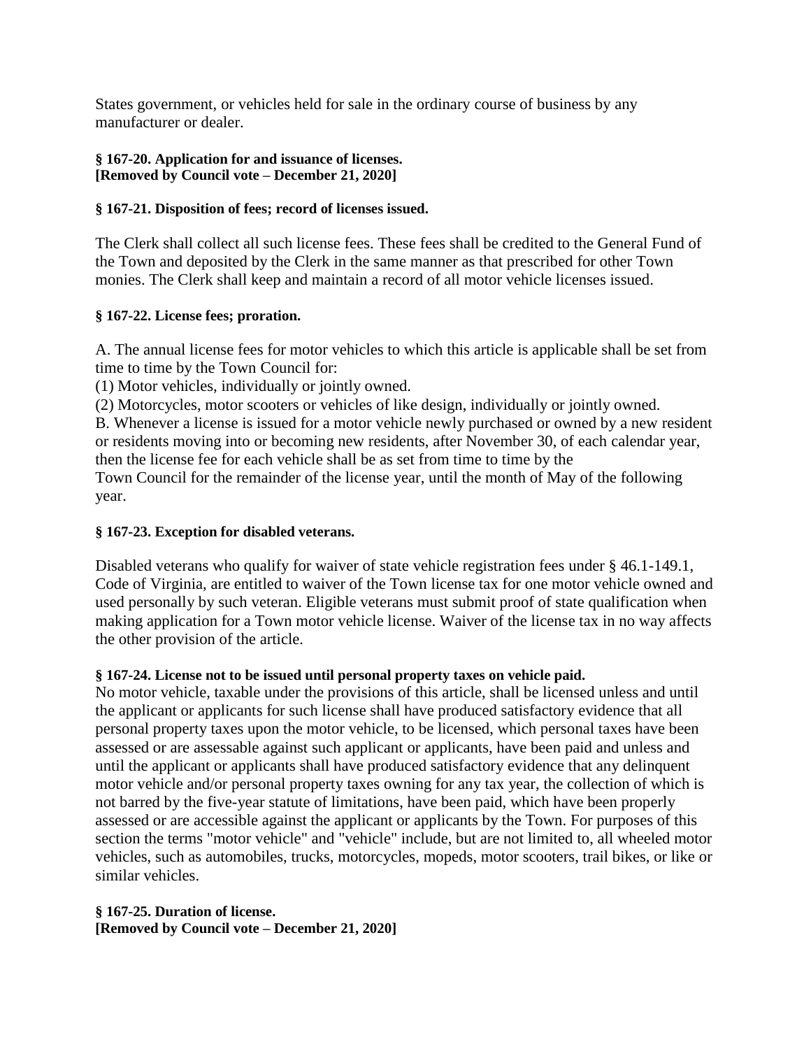States government, or vehicles held for sale in the ordinary course of business by any manufacturer or dealer.

**§ 167-20. Application for and issuance of licenses.**
**[Removed by Council vote – December 21, 2020]**

**§ 167-21. Disposition of fees; record of licenses issued.**

The Clerk shall collect all such license fees. These fees shall be credited to the General Fund of the Town and deposited by the Clerk in the same manner as that prescribed for other Town monies. The Clerk shall keep and maintain a record of all motor vehicle licenses issued.

**§ 167-22. License fees; proration.**

A. The annual license fees for motor vehicles to which this article is applicable shall be set from time to time by the Town Council for:
(1) Motor vehicles, individually or jointly owned.
(2) Motorcycles, motor scooters or vehicles of like design, individually or jointly owned.
B. Whenever a license is issued for a motor vehicle newly purchased or owned by a new resident or residents moving into or becoming new residents, after November 30, of each calendar year, then the license fee for each vehicle shall be as set from time to time by the Town Council for the remainder of the license year, until the month of May of the following year.

**§ 167-23. Exception for disabled veterans.**

Disabled veterans who qualify for waiver of state vehicle registration fees under § 46.1-149.1, Code of Virginia, are entitled to waiver of the Town license tax for one motor vehicle owned and used personally by such veteran. Eligible veterans must submit proof of state qualification when making application for a Town motor vehicle license. Waiver of the license tax in no way affects the other provision of the article.

**§ 167-24. License not to be issued until personal property taxes on vehicle paid.**
No motor vehicle, taxable under the provisions of this article, shall be licensed unless and until the applicant or applicants for such license shall have produced satisfactory evidence that all personal property taxes upon the motor vehicle, to be licensed, which personal taxes have been assessed or are assessable against such applicant or applicants, have been paid and unless and until the applicant or applicants shall have produced satisfactory evidence that any delinquent motor vehicle and/or personal property taxes owning for any tax year, the collection of which is not barred by the five-year statute of limitations, have been paid, which have been properly assessed or are accessible against the applicant or applicants by the Town. For purposes of this section the terms "motor vehicle" and "vehicle" include, but are not limited to, all wheeled motor vehicles, such as automobiles, trucks, motorcycles, mopeds, motor scooters, trail bikes, or like or similar vehicles.

**§ 167-25. Duration of license.**
**[Removed by Council vote – December 21, 2020]**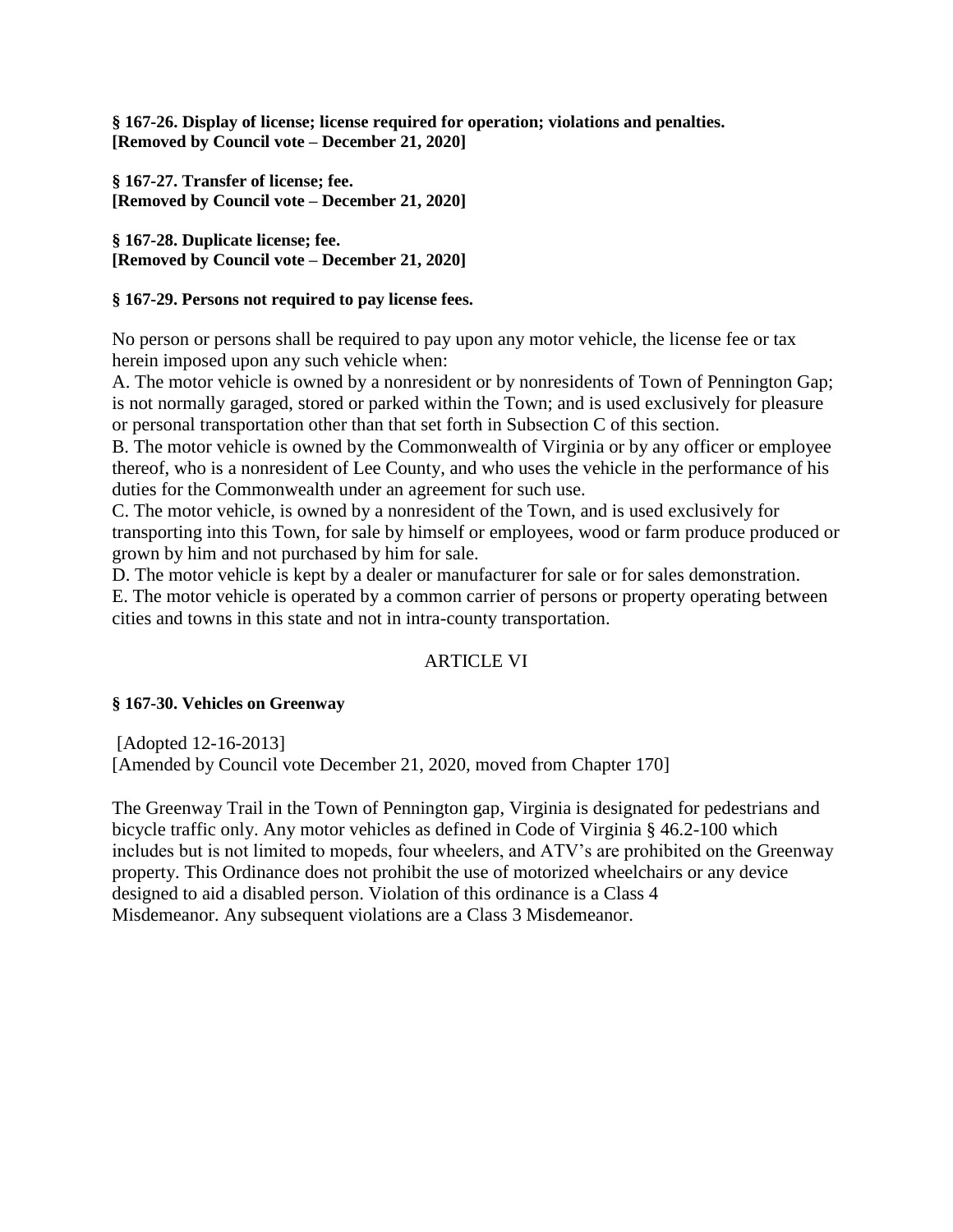**§ 167-26. Display of license; license required for operation; violations and penalties.**
**[Removed by Council vote – December 21, 2020]**

**§ 167-27. Transfer of license; fee.**
**[Removed by Council vote – December 21, 2020]**

**§ 167-28. Duplicate license; fee.**
**[Removed by Council vote – December 21, 2020]**

**§ 167-29. Persons not required to pay license fees.**

No person or persons shall be required to pay upon any motor vehicle, the license fee or tax herein imposed upon any such vehicle when:

A. The motor vehicle is owned by a nonresident or by nonresidents of Town of Pennington Gap; is not normally garaged, stored or parked within the Town; and is used exclusively for pleasure or personal transportation other than that set forth in Subsection C of this section.

B. The motor vehicle is owned by the Commonwealth of Virginia or by any officer or employee thereof, who is a nonresident of Lee County, and who uses the vehicle in the performance of his duties for the Commonwealth under an agreement for such use.

C. The motor vehicle, is owned by a nonresident of the Town, and is used exclusively for transporting into this Town, for sale by himself or employees, wood or farm produce produced or grown by him and not purchased by him for sale.

D. The motor vehicle is kept by a dealer or manufacturer for sale or for sales demonstration.

E. The motor vehicle is operated by a common carrier of persons or property operating between cities and towns in this state and not in intra-county transportation.

## ARTICLE VI

**§ 167-30. Vehicles on Greenway**

[Adopted 12-16-2013]
[Amended by Council vote December 21, 2020, moved from Chapter 170]

The Greenway Trail in the Town of Pennington gap, Virginia is designated for pedestrians and bicycle traffic only. Any motor vehicles as defined in Code of Virginia § 46.2-100 which includes but is not limited to mopeds, four wheelers, and ATV's are prohibited on the Greenway property. This Ordinance does not prohibit the use of motorized wheelchairs or any device designed to aid a disabled person. Violation of this ordinance is a Class 4 Misdemeanor. Any subsequent violations are a Class 3 Misdemeanor.